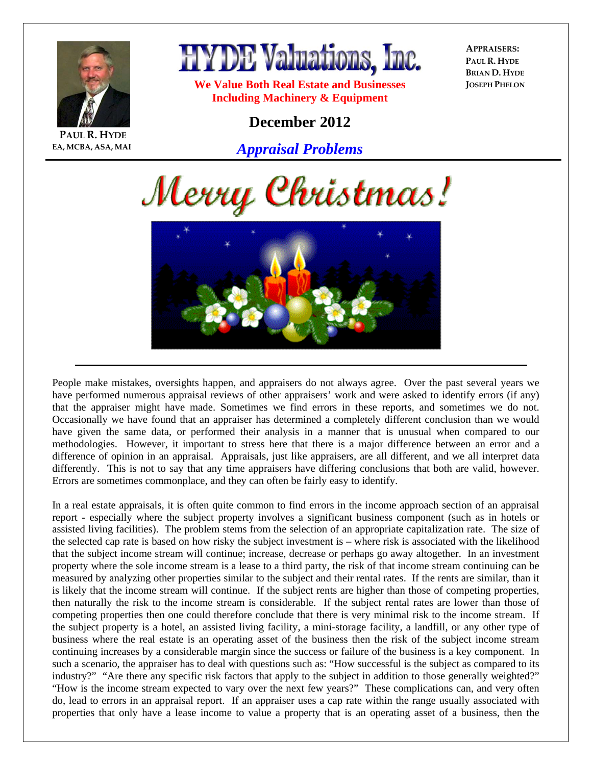**PAUL R. HYDE**
EA, MCBA, ASA, MAI

# HYDE Valuations, Inc.

**We Value Both Real Estate and Businesses**
**Including Machinery & Equipment**

**APPRAISERS:**
PAUL R. HYDE
BRIAN D. HYDE
JOSEPH PHELON

## December 2012

## *Appraisal Problems*

*Merry Christmas!*

---

People make mistakes, oversights happen, and appraisers do not always agree. Over the past several years we have performed numerous appraisal reviews of other appraisers' work and were asked to identify errors (if any) that the appraiser might have made. Sometimes we find errors in these reports, and sometimes we do not. Occasionally we have found that an appraiser has determined a completely different conclusion than we would have given the same data, or performed their analysis in a manner that is unusual when compared to our methodologies. However, it important to stress here that there is a major difference between an error and a difference of opinion in an appraisal. Appraisals, just like appraisers, are all different, and we all interpret data differently. This is not to say that any time appraisers have differing conclusions that both are valid, however. Errors are sometimes commonplace, and they can often be fairly easy to identify.

In a real estate appraisals, it is often quite common to find errors in the income approach section of an appraisal report - especially where the subject property involves a significant business component (such as in hotels or assisted living facilities). The problem stems from the selection of an appropriate capitalization rate. The size of the selected cap rate is based on how risky the subject investment is – where risk is associated with the likelihood that the subject income stream will continue; increase, decrease or perhaps go away altogether. In an investment property where the sole income stream is a lease to a third party, the risk of that income stream continuing can be measured by analyzing other properties similar to the subject and their rental rates. If the rents are similar, than it is likely that the income stream will continue. If the subject rents are higher than those of competing properties, then naturally the risk to the income stream is considerable. If the subject rental rates are lower than those of competing properties then one could therefore conclude that there is very minimal risk to the income stream. If the subject property is a hotel, an assisted living facility, a mini-storage facility, a landfill, or any other type of business where the real estate is an operating asset of the business then the risk of the subject income stream continuing increases by a considerable margin since the success or failure of the business is a key component. In such a scenario, the appraiser has to deal with questions such as: "How successful is the subject as compared to its industry?" "Are there any specific risk factors that apply to the subject in addition to those generally weighted?" "How is the income stream expected to vary over the next few years?" These complications can, and very often do, lead to errors in an appraisal report. If an appraiser uses a cap rate within the range usually associated with properties that only have a lease income to value a property that is an operating asset of a business, then the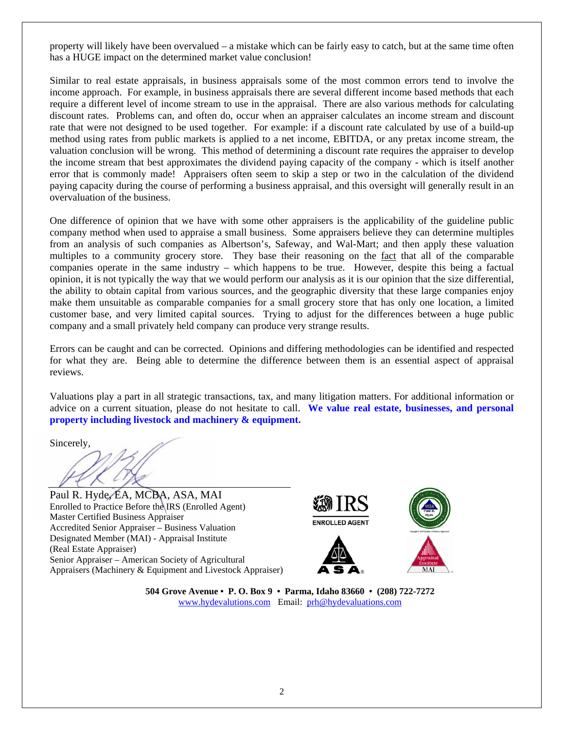property will likely have been overvalued – a mistake which can be fairly easy to catch, but at the same time often has a HUGE impact on the determined market value conclusion!

Similar to real estate appraisals, in business appraisals some of the most common errors tend to involve the income approach. For example, in business appraisals there are several different income based methods that each require a different level of income stream to use in the appraisal. There are also various methods for calculating discount rates. Problems can, and often do, occur when an appraiser calculates an income stream and discount rate that were not designed to be used together. For example: if a discount rate calculated by use of a build-up method using rates from public markets is applied to a net income, EBITDA, or any pretax income stream, the valuation conclusion will be wrong. This method of determining a discount rate requires the appraiser to develop the income stream that best approximates the dividend paying capacity of the company - which is itself another error that is commonly made! Appraisers often seem to skip a step or two in the calculation of the dividend paying capacity during the course of performing a business appraisal, and this oversight will generally result in an overvaluation of the business.

One difference of opinion that we have with some other appraisers is the applicability of the guideline public company method when used to appraise a small business. Some appraisers believe they can determine multiples from an analysis of such companies as Albertson's, Safeway, and Wal-Mart; and then apply these valuation multiples to a community grocery store. They base their reasoning on the fact that all of the comparable companies operate in the same industry – which happens to be true. However, despite this being a factual opinion, it is not typically the way that we would perform our analysis as it is our opinion that the size differential, the ability to obtain capital from various sources, and the geographic diversity that these large companies enjoy make them unsuitable as comparable companies for a small grocery store that has only one location, a limited customer base, and very limited capital sources. Trying to adjust for the differences between a huge public company and a small privately held company can produce very strange results.

Errors can be caught and can be corrected. Opinions and differing methodologies can be identified and respected for what they are. Being able to determine the difference between them is an essential aspect of appraisal reviews.

Valuations play a part in all strategic transactions, tax, and many litigation matters. For additional information or advice on a current situation, please do not hesitate to call. **We value real estate, businesses, and personal property including livestock and machinery & equipment.**

Sincerely,

Paul R. Hyde, EA, MCBA, ASA, MAI
Enrolled to Practice Before the IRS (Enrolled Agent)
Master Certified Business Appraiser
Accredited Senior Appraiser – Business Valuation
Designated Member (MAI) - Appraisal Institute
(Real Estate Appraiser)
Senior Appraiser – American Society of Agricultural
Appraisers (Machinery & Equipment and Livestock Appraiser)

IRS ENROLLED AGENT

ASA

Appraisal Institute MAI

**504 Grove Avenue • P. O. Box 9 • Parma, Idaho 83660 • (208) 722-7272**
www.hydevalutions.com Email: prh@hydevaluations.com